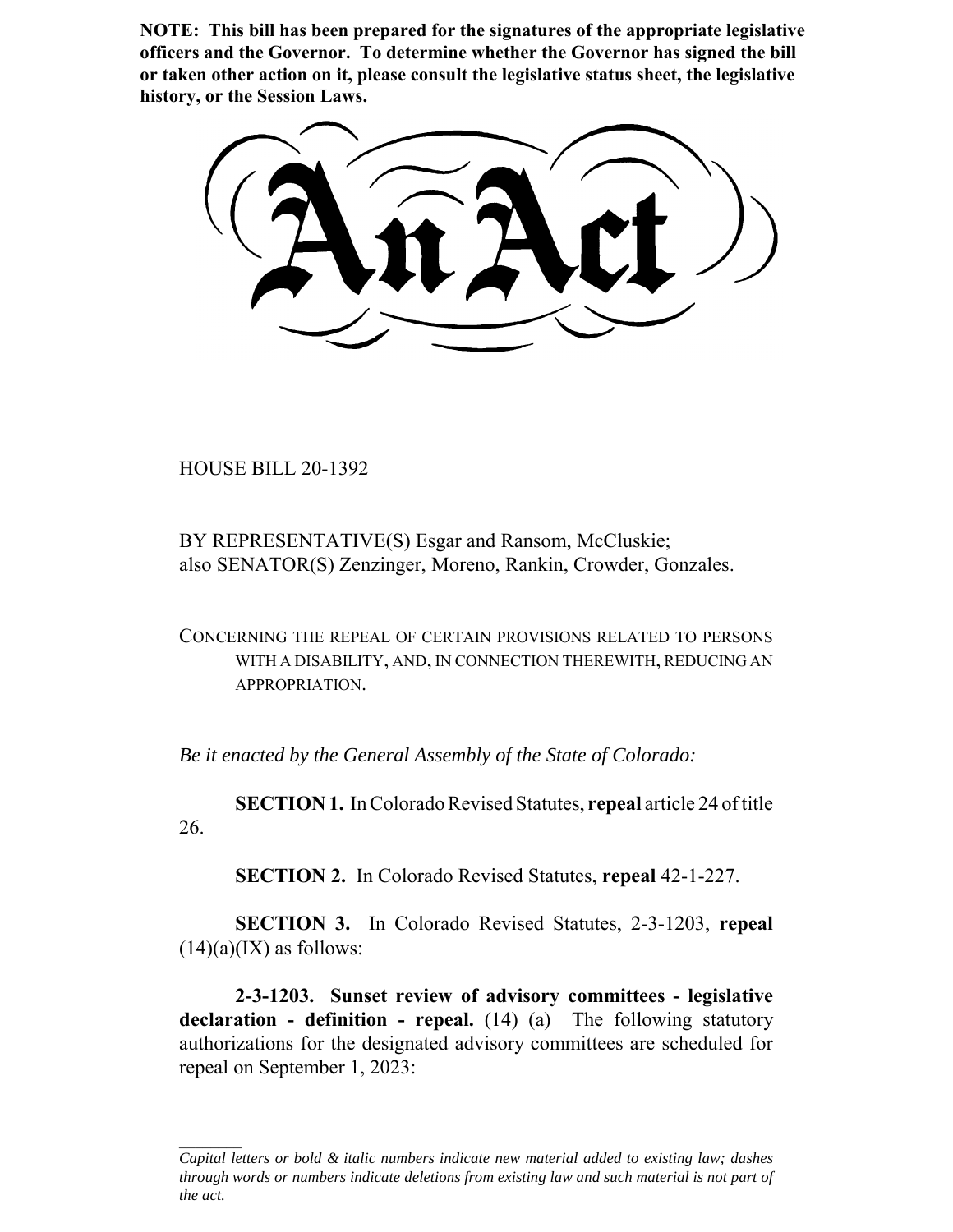**NOTE: This bill has been prepared for the signatures of the appropriate legislative officers and the Governor. To determine whether the Governor has signed the bill or taken other action on it, please consult the legislative status sheet, the legislative history, or the Session Laws.**

# An Act

HOUSE BILL 20-1392

BY REPRESENTATIVE(S) Esgar and Ransom, McCluskie;
also SENATOR(S) Zenzinger, Moreno, Rankin, Crowder, Gonzales.

CONCERNING THE REPEAL OF CERTAIN PROVISIONS RELATED TO PERSONS WITH A DISABILITY, AND, IN CONNECTION THEREWITH, REDUCING AN APPROPRIATION.

*Be it enacted by the General Assembly of the State of Colorado:*

**SECTION 1.** In Colorado Revised Statutes, **repeal** article 24 of title 26.

**SECTION 2.** In Colorado Revised Statutes, **repeal** 42-1-227.

**SECTION 3.** In Colorado Revised Statutes, 2-3-1203, **repeal** (14)(a)(IX) as follows:

**2-3-1203. Sunset review of advisory committees - legislative declaration - definition - repeal.** (14) (a) The following statutory authorizations for the designated advisory committees are scheduled for repeal on September 1, 2023:

---

*Capital letters or bold & italic numbers indicate new material added to existing law; dashes through words or numbers indicate deletions from existing law and such material is not part of the act.*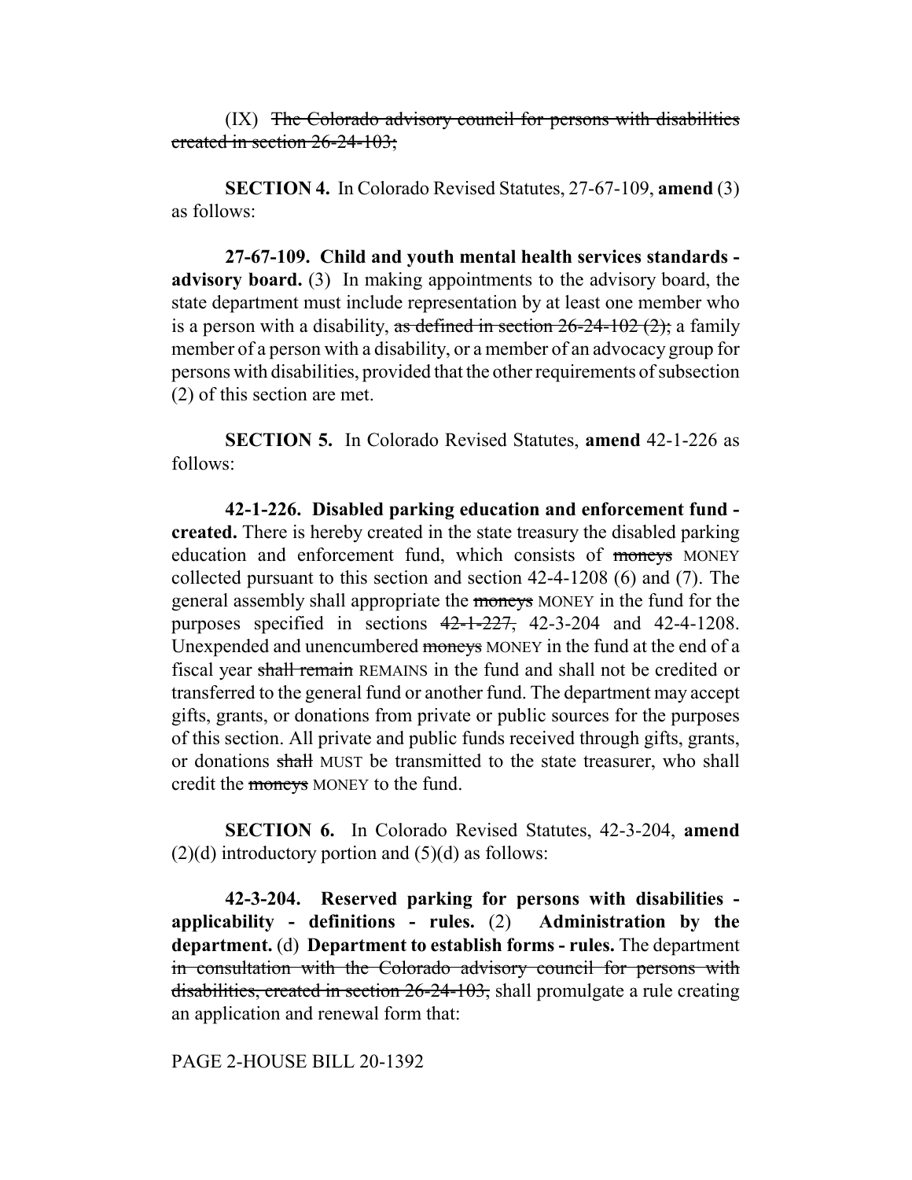(IX) ~~The Colorado advisory council for persons with disabilities created in section 26-24-103;~~

**SECTION 4.** In Colorado Revised Statutes, 27-67-109, **amend** (3) as follows:

**27-67-109. Child and youth mental health services standards - advisory board.** (3) In making appointments to the advisory board, the state department must include representation by at least one member who is a person with a disability, ~~as defined in section 26-24-102 (2);~~ a family member of a person with a disability, or a member of an advocacy group for persons with disabilities, provided that the other requirements of subsection (2) of this section are met.

**SECTION 5.** In Colorado Revised Statutes, **amend** 42-1-226 as follows:

**42-1-226. Disabled parking education and enforcement fund - created.** There is hereby created in the state treasury the disabled parking education and enforcement fund, which consists of ~~moneys~~ MONEY collected pursuant to this section and section 42-4-1208 (6) and (7). The general assembly shall appropriate the ~~moneys~~ MONEY in the fund for the purposes specified in sections ~~42-1-227,~~ 42-3-204 and 42-4-1208. Unexpended and unencumbered ~~moneys~~ MONEY in the fund at the end of a fiscal year ~~shall remain~~ REMAINS in the fund and shall not be credited or transferred to the general fund or another fund. The department may accept gifts, grants, or donations from private or public sources for the purposes of this section. All private and public funds received through gifts, grants, or donations ~~shall~~ MUST be transmitted to the state treasurer, who shall credit the ~~moneys~~ MONEY to the fund.

**SECTION 6.** In Colorado Revised Statutes, 42-3-204, **amend** (2)(d) introductory portion and (5)(d) as follows:

**42-3-204. Reserved parking for persons with disabilities - applicability - definitions - rules.** (2) **Administration by the department.** (d) **Department to establish forms - rules.** The department ~~in consultation with the Colorado advisory council for persons with disabilities, created in section 26-24-103,~~ shall promulgate a rule creating an application and renewal form that: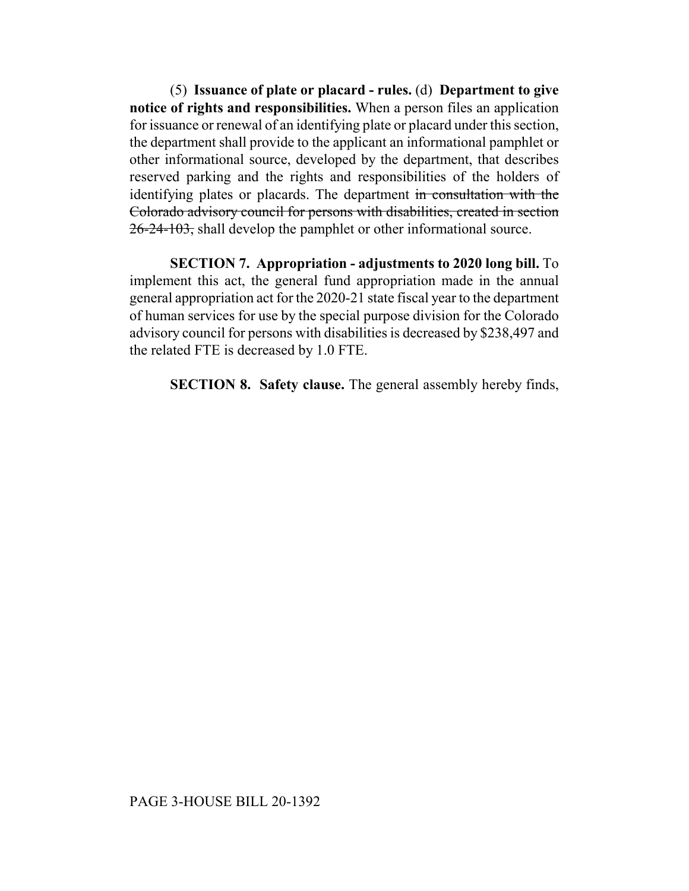(5) **Issuance of plate or placard - rules.** (d) **Department to give notice of rights and responsibilities.** When a person files an application for issuance or renewal of an identifying plate or placard under this section, the department shall provide to the applicant an informational pamphlet or other informational source, developed by the department, that describes reserved parking and the rights and responsibilities of the holders of identifying plates or placards. The department ~~in consultation with the Colorado advisory council for persons with disabilities, created in section 26-24-103,~~ shall develop the pamphlet or other informational source.

**SECTION 7. Appropriation - adjustments to 2020 long bill.** To implement this act, the general fund appropriation made in the annual general appropriation act for the 2020-21 state fiscal year to the department of human services for use by the special purpose division for the Colorado advisory council for persons with disabilities is decreased by $238,497 and the related FTE is decreased by 1.0 FTE.

**SECTION 8. Safety clause.** The general assembly hereby finds,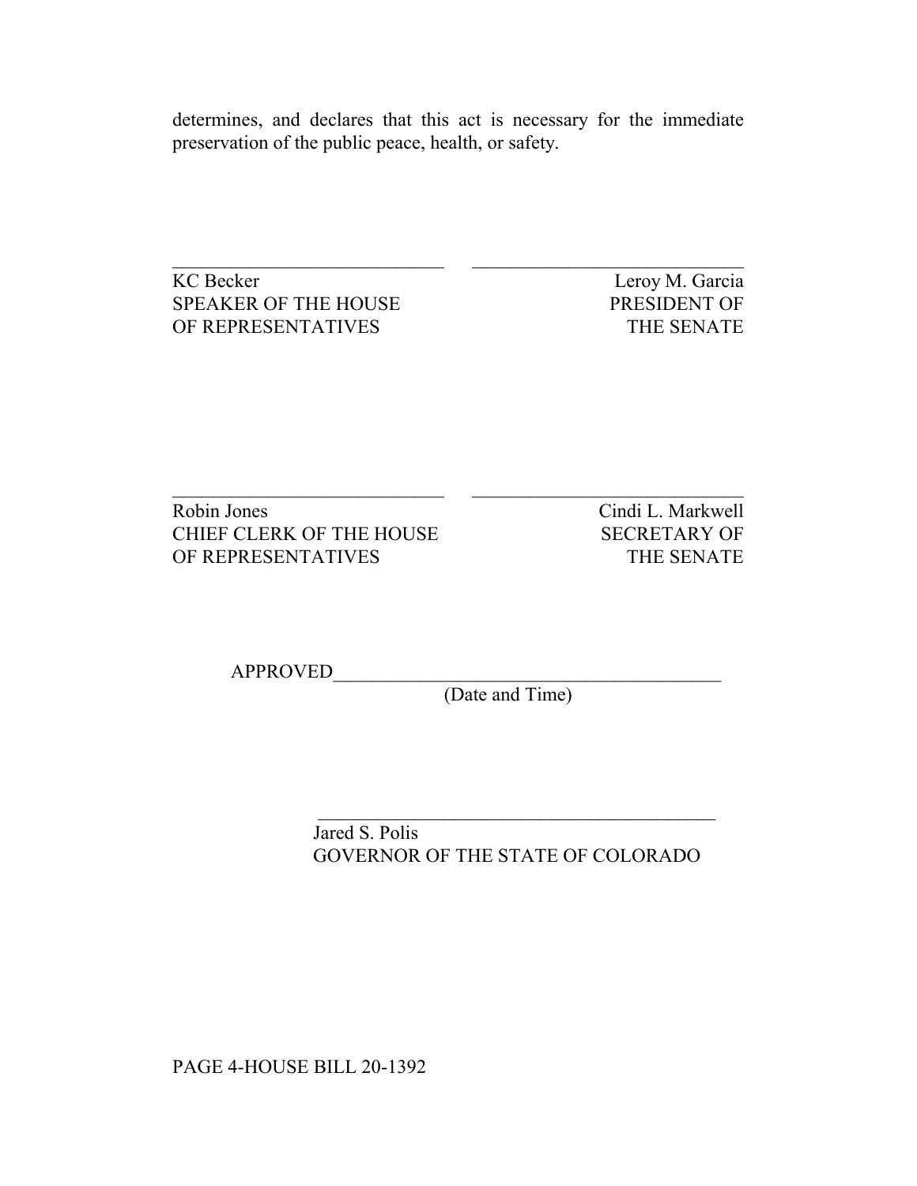determines, and declares that this act is necessary for the immediate preservation of the public peace, health, or safety.

| | |
|---|---|
| ____________________________ | ____________________________ |
| KC Becker | Leroy M. Garcia |
| SPEAKER OF THE HOUSE | PRESIDENT OF |
| OF REPRESENTATIVES | THE SENATE |

| | |
|---|---|
| ____________________________ | ____________________________ |
| Robin Jones | Cindi L. Markwell |
| CHIEF CLERK OF THE HOUSE | SECRETARY OF |
| OF REPRESENTATIVES | THE SENATE |

APPROVED________________________________________
(Date and Time)

_________________________________________
Jared S. Polis
GOVERNOR OF THE STATE OF COLORADO

PAGE 4-HOUSE BILL 20-1392